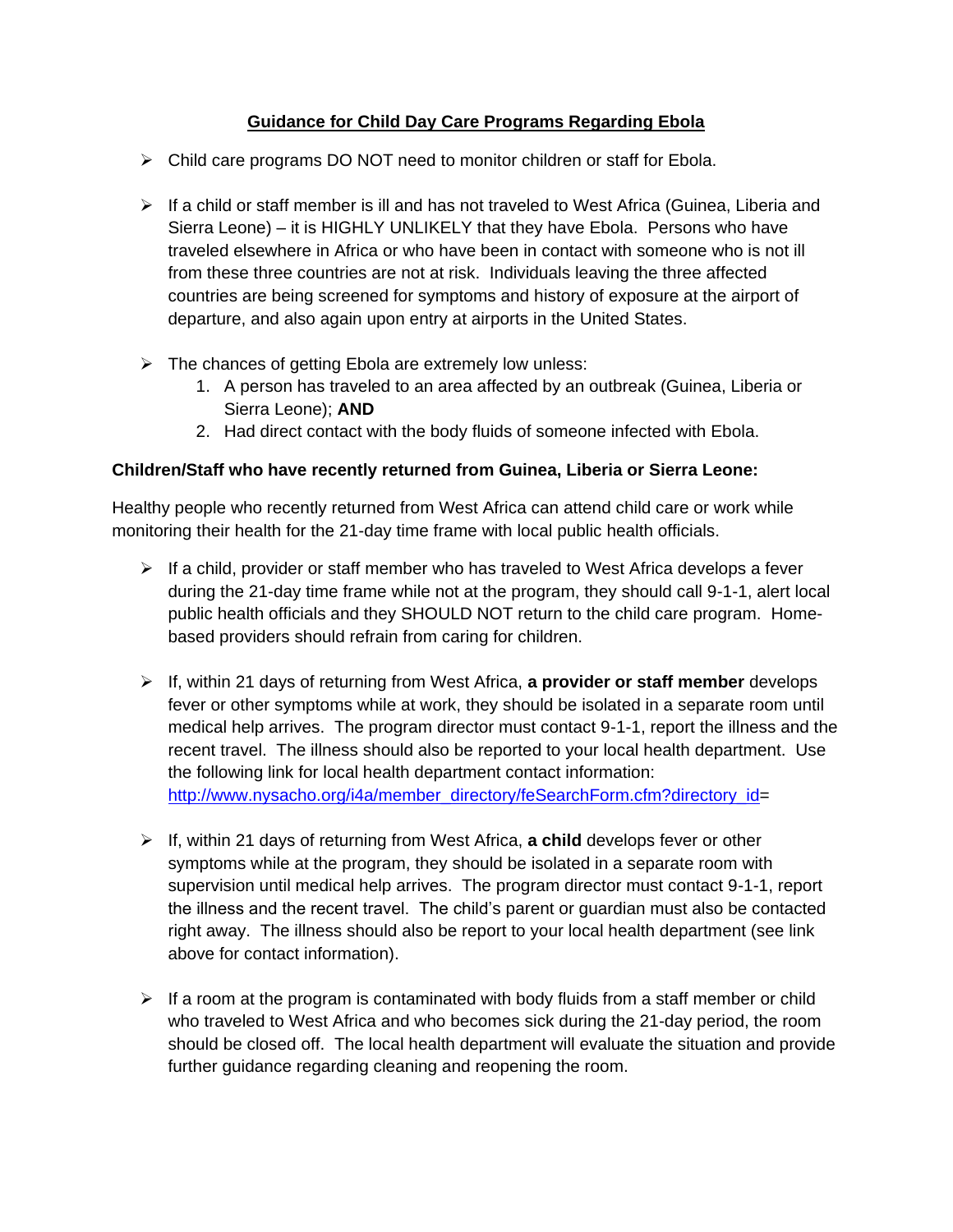## Guidance for Child Day Care Programs Regarding Ebola

- Child care programs DO NOT need to monitor children or staff for Ebola.

- If a child or staff member is ill and has not traveled to West Africa (Guinea, Liberia and Sierra Leone) – it is HIGHLY UNLIKELY that they have Ebola. Persons who have traveled elsewhere in Africa or who have been in contact with someone who is not ill from these three countries are not at risk. Individuals leaving the three affected countries are being screened for symptoms and history of exposure at the airport of departure, and also again upon entry at airports in the United States.

- The chances of getting Ebola are extremely low unless:
  1. A person has traveled to an area affected by an outbreak (Guinea, Liberia or Sierra Leone); **AND**
  2. Had direct contact with the body fluids of someone infected with Ebola.

**Children/Staff who have recently returned from Guinea, Liberia or Sierra Leone:**

Healthy people who recently returned from West Africa can attend child care or work while monitoring their health for the 21-day time frame with local public health officials.

- If a child, provider or staff member who has traveled to West Africa develops a fever during the 21-day time frame while not at the program, they should call 9-1-1, alert local public health officials and they SHOULD NOT return to the child care program. Home-based providers should refrain from caring for children.

- If, within 21 days of returning from West Africa, **a provider or staff member** develops fever or other symptoms while at work, they should be isolated in a separate room until medical help arrives. The program director must contact 9-1-1, report the illness and the recent travel. The illness should also be reported to your local health department. Use the following link for local health department contact information: [http://www.nysacho.org/i4a/member_directory/feSearchForm.cfm?directory_id](http://www.nysacho.org/i4a/member_directory/feSearchForm.cfm?directory_id=)=

- If, within 21 days of returning from West Africa, **a child** develops fever or other symptoms while at the program, they should be isolated in a separate room with supervision until medical help arrives. The program director must contact 9-1-1, report the illness and the recent travel. The child's parent or guardian must also be contacted right away. The illness should also be report to your local health department (see link above for contact information).

- If a room at the program is contaminated with body fluids from a staff member or child who traveled to West Africa and who becomes sick during the 21-day period, the room should be closed off. The local health department will evaluate the situation and provide further guidance regarding cleaning and reopening the room.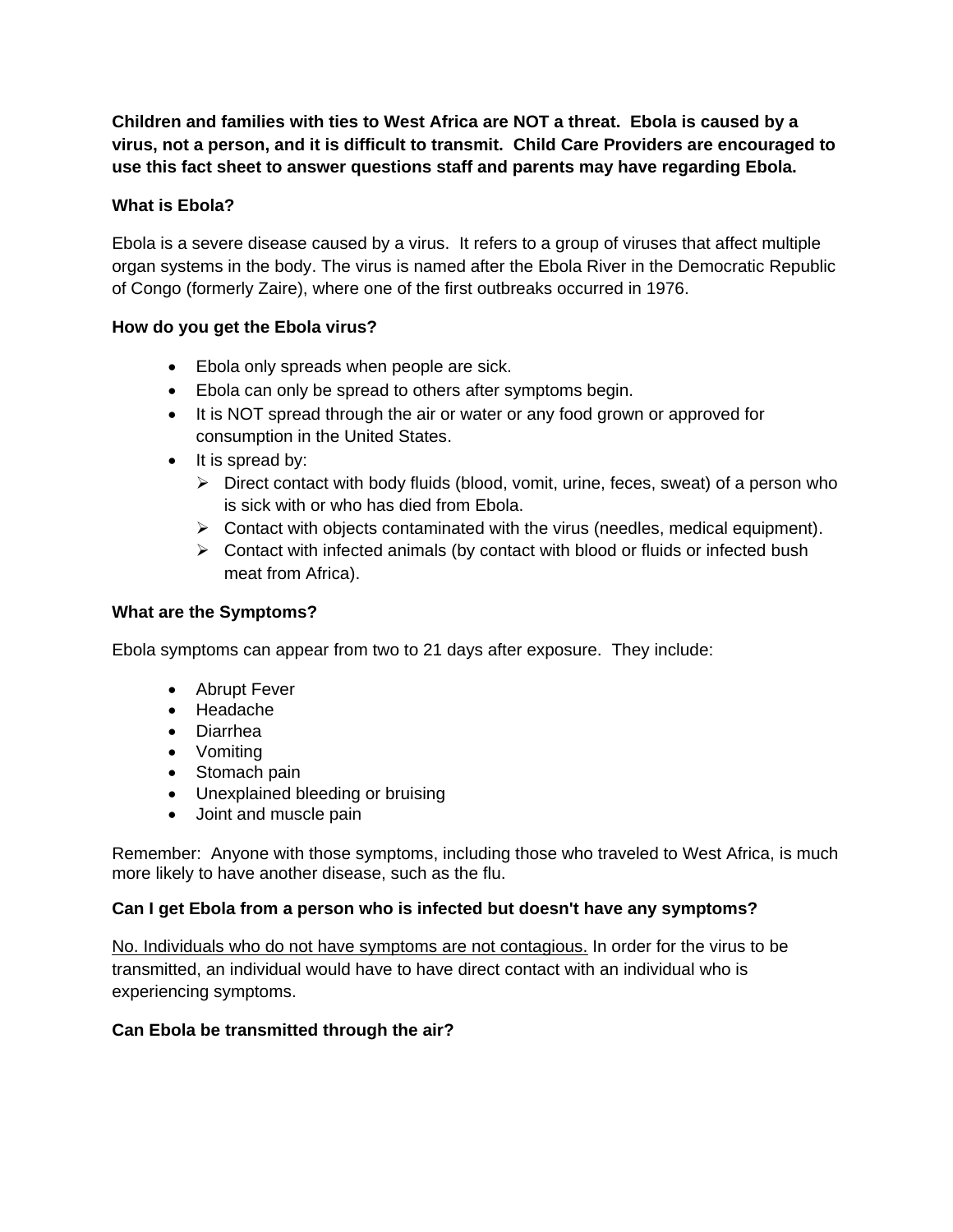**Children and families with ties to West Africa are NOT a threat. Ebola is caused by a virus, not a person, and it is difficult to transmit. Child Care Providers are encouraged to use this fact sheet to answer questions staff and parents may have regarding Ebola.**

**What is Ebola?**

Ebola is a severe disease caused by a virus. It refers to a group of viruses that affect multiple organ systems in the body. The virus is named after the Ebola River in the Democratic Republic of Congo (formerly Zaire), where one of the first outbreaks occurred in 1976.

**How do you get the Ebola virus?**

- Ebola only spreads when people are sick.
- Ebola can only be spread to others after symptoms begin.
- It is NOT spread through the air or water or any food grown or approved for consumption in the United States.
- It is spread by:
  - Direct contact with body fluids (blood, vomit, urine, feces, sweat) of a person who is sick with or who has died from Ebola.
  - Contact with objects contaminated with the virus (needles, medical equipment).
  - Contact with infected animals (by contact with blood or fluids or infected bush meat from Africa).

**What are the Symptoms?**

Ebola symptoms can appear from two to 21 days after exposure. They include:

- Abrupt Fever
- Headache
- Diarrhea
- Vomiting
- Stomach pain
- Unexplained bleeding or bruising
- Joint and muscle pain

Remember: Anyone with those symptoms, including those who traveled to West Africa, is much more likely to have another disease, such as the flu.

**Can I get Ebola from a person who is infected but doesn't have any symptoms?**

<u>No. Individuals who do not have symptoms are not contagious.</u> In order for the virus to be transmitted, an individual would have to have direct contact with an individual who is experiencing symptoms.

**Can Ebola be transmitted through the air?**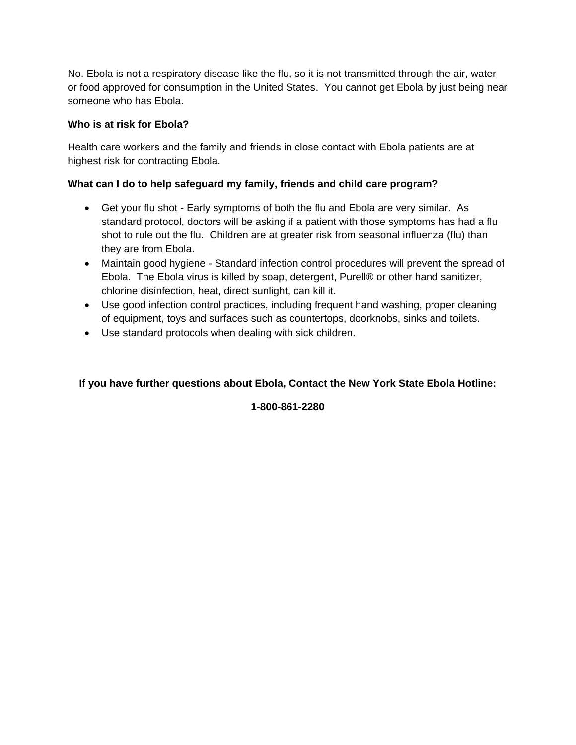No. Ebola is not a respiratory disease like the flu, so it is not transmitted through the air, water or food approved for consumption in the United States. You cannot get Ebola by just being near someone who has Ebola.

**Who is at risk for Ebola?**

Health care workers and the family and friends in close contact with Ebola patients are at highest risk for contracting Ebola.

**What can I do to help safeguard my family, friends and child care program?**

- Get your flu shot - Early symptoms of both the flu and Ebola are very similar. As standard protocol, doctors will be asking if a patient with those symptoms has had a flu shot to rule out the flu. Children are at greater risk from seasonal influenza (flu) than they are from Ebola.
- Maintain good hygiene - Standard infection control procedures will prevent the spread of Ebola. The Ebola virus is killed by soap, detergent, Purell® or other hand sanitizer, chlorine disinfection, heat, direct sunlight, can kill it.
- Use good infection control practices, including frequent hand washing, proper cleaning of equipment, toys and surfaces such as countertops, doorknobs, sinks and toilets.
- Use standard protocols when dealing with sick children.

**If you have further questions about Ebola, Contact the New York State Ebola Hotline:**

**1-800-861-2280**